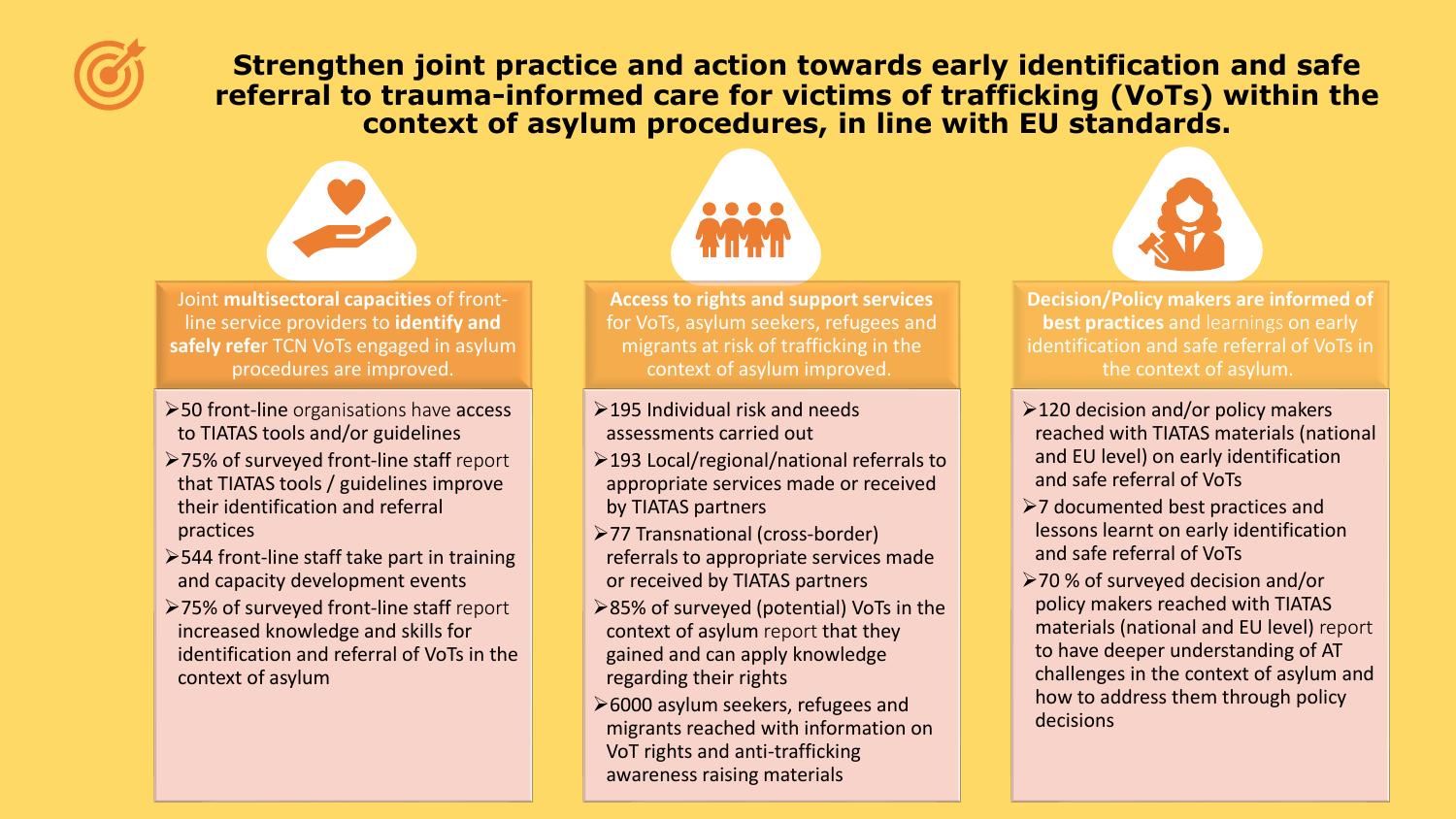# Strengthen joint practice and action towards early identification and safe referral to trauma-informed care for victims of trafficking (VoTs) within the context of asylum procedures, in line with EU standards.

## Joint **multisectoral capacities** of front-line service providers to **identify and safely refer** TCN VoTs engaged in asylum procedures are improved.

- 50 front-line organisations have access to TIATAS tools and/or guidelines
- 75% of surveyed front-line staff report that TIATAS tools / guidelines improve their identification and referral practices
- 544 front-line staff take part in training and capacity development events
- 75% of surveyed front-line staff report increased knowledge and skills for identification and referral of VoTs in the context of asylum

## **Access to rights and support services** for VoTs, asylum seekers, refugees and migrants at risk of trafficking in the context of asylum improved.

- 195 Individual risk and needs assessments carried out
- 193 Local/regional/national referrals to appropriate services made or received by TIATAS partners
- 77 Transnational (cross-border) referrals to appropriate services made or received by TIATAS partners
- 85% of surveyed (potential) VoTs in the context of asylum report that they gained and can apply knowledge regarding their rights
- 6000 asylum seekers, refugees and migrants reached with information on VoT rights and anti-trafficking awareness raising materials

## **Decision/Policy makers are informed of best practices** and learnings on early identification and safe referral of VoTs in the context of asylum.

- 120 decision and/or policy makers reached with TIATAS materials (national and EU level) on early identification and safe referral of VoTs
- 7 documented best practices and lessons learnt on early identification and safe referral of VoTs
- 70 % of surveyed decision and/or policy makers reached with TIATAS materials (national and EU level) report to have deeper understanding of AT challenges in the context of asylum and how to address them through policy decisions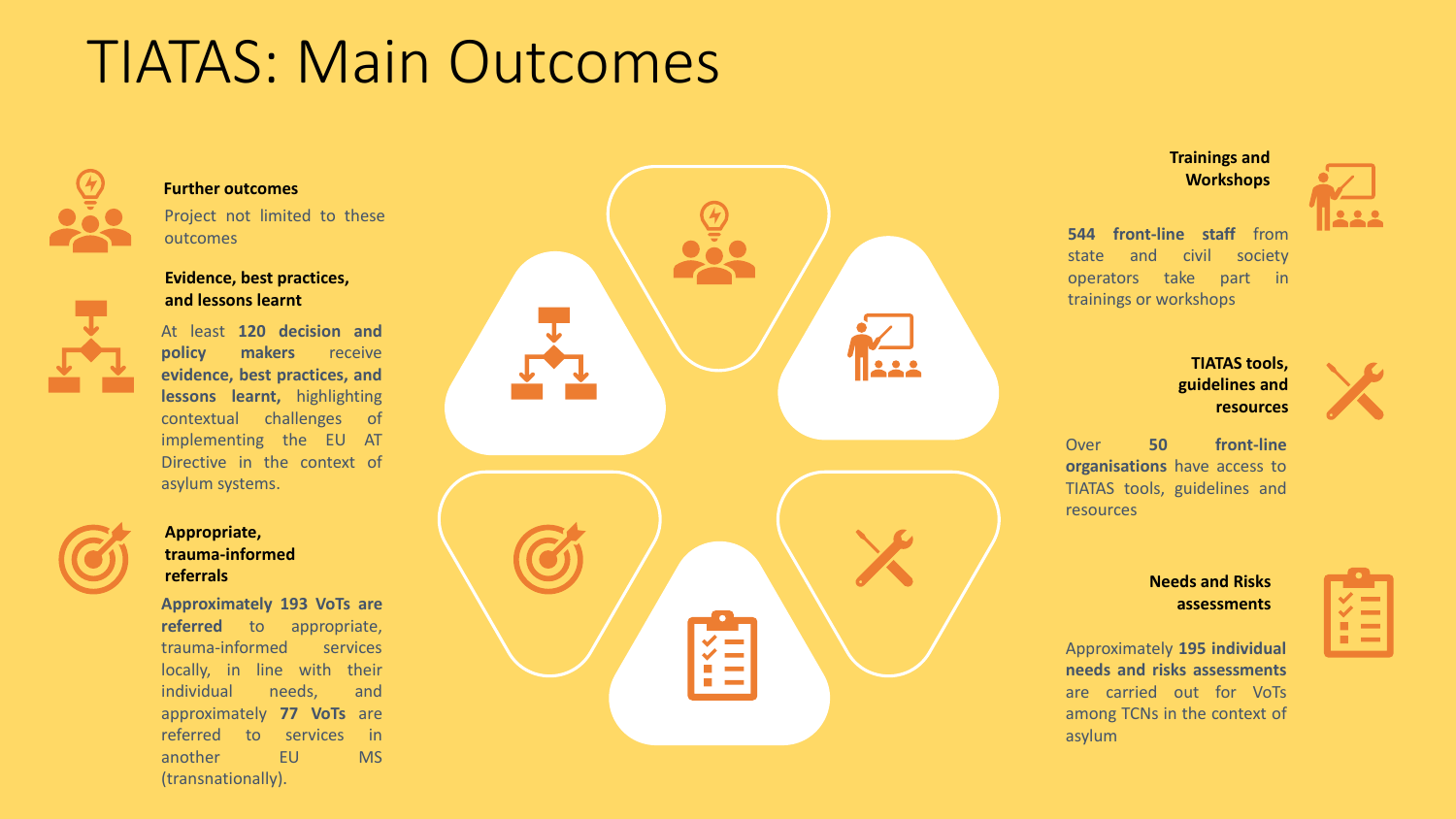# TIATAS: Main Outcomes

**Further outcomes**

Project not limited to these outcomes

**Evidence, best practices, and lessons learnt**

At least **120 decision and policy makers** receive **evidence, best practices, and lessons learnt,** highlighting contextual challenges of implementing the EU AT Directive in the context of asylum systems.

**Appropriate, trauma-informed referrals**

**Approximately 193 VoTs are referred** to appropriate, trauma-informed services locally, in line with their individual needs, and approximately **77 VoTs** are referred to services in another EU MS (transnationally).

**Trainings and Workshops**

**544 front-line staff** from state and civil society operators take part in trainings or workshops

**TIATAS tools, guidelines and resources**

Over **50 front-line organisations** have access to TIATAS tools, guidelines and resources

**Needs and Risks assessments**

Approximately **195 individual needs and risks assessments** are carried out for VoTs among TCNs in the context of asylum